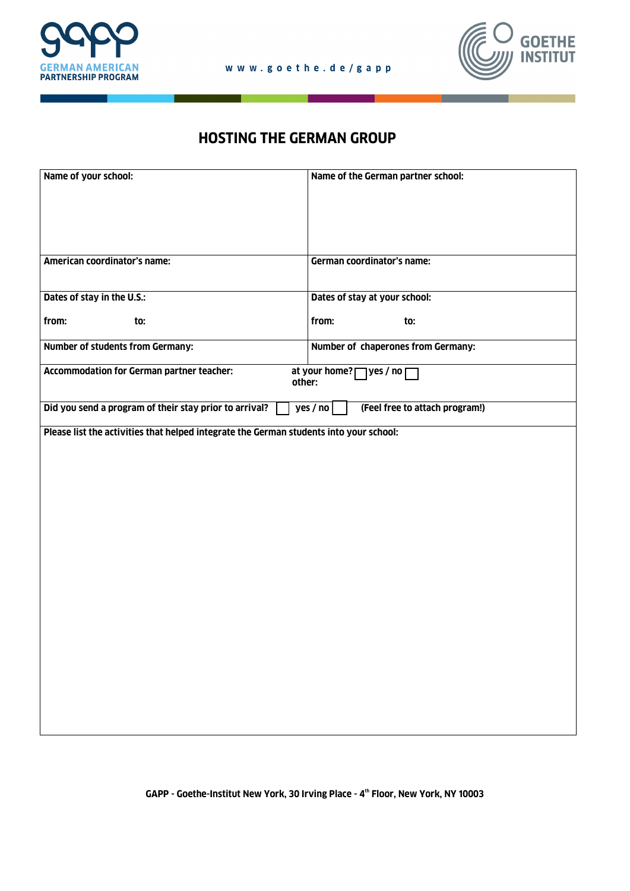GERMAN AMERICAN PARTNERSHIP PROGRAM

www.goethe.de/gapp

GOETHE INSTITUT

# HOSTING THE GERMAN GROUP

| Name of your school: | Name of the German partner school: |
|---|---|
| American coordinator's name: | German coordinator's name: |
| Dates of stay in the U.S.:<br>from: to: | Dates of stay at your school:<br>from: to: |
| Number of students from Germany: | Number of chaperones from Germany: |
| Accommodation for German partner teacher: | at your home? ☐ yes / no ☐<br>other: |
| Did you send a program of their stay prior to arrival? ☐ yes / no ☐ (Feel free to attach program!) | |
| Please list the activities that helped integrate the German students into your school: | |

GAPP - Goethe-Institut New York, 30 Irving Place - 4th Floor, New York, NY 10003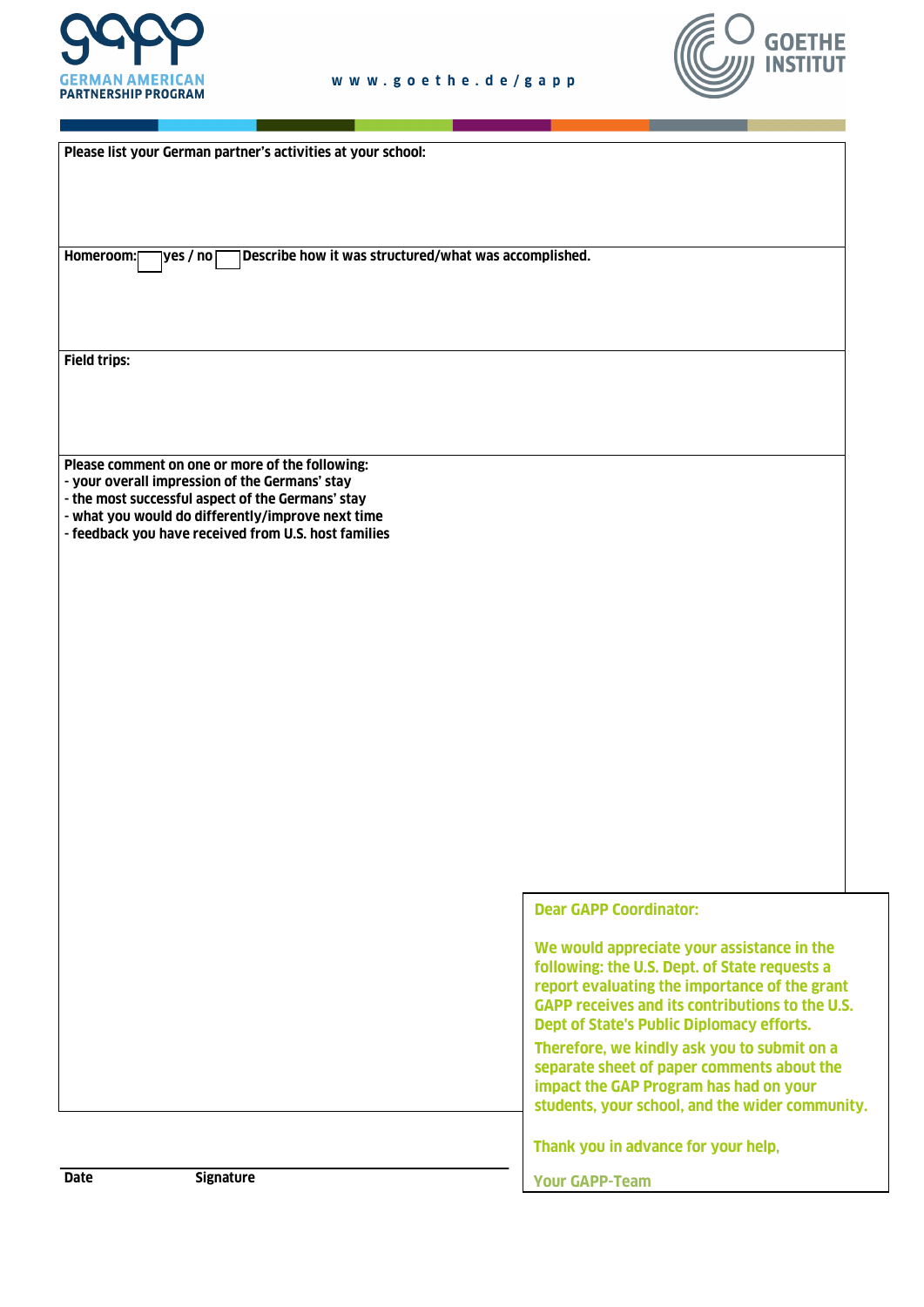GERMAN AMERICAN PARTNERSHIP PROGRAM

w w w . g o e t h e . d e / g a p p

GOETHE INSTITUT

**Please list your German partner's activities at your school:**

**Homeroom:** ☐ **yes / no** ☐ **Describe how it was structured/what was accomplished.**

**Field trips:**

**Please comment on one or more of the following:**

- your overall impression of the Germans' stay
- the most successful aspect of the Germans' stay
- what you would do differently/improve next time
- feedback you have received from U.S. host families

**Dear GAPP Coordinator:**

**We would appreciate your assistance in the following: the U.S. Dept. of State requests a report evaluating the importance of the grant GAPP receives and its contributions to the U.S. Dept of State's Public Diplomacy efforts.**

**Therefore, we kindly ask you to submit on a separate sheet of paper comments about the impact the GAP Program has had on your students, your school, and the wider community.**

**Thank you in advance for your help,**

**Your GAPP-Team**

**Date** **Signature**